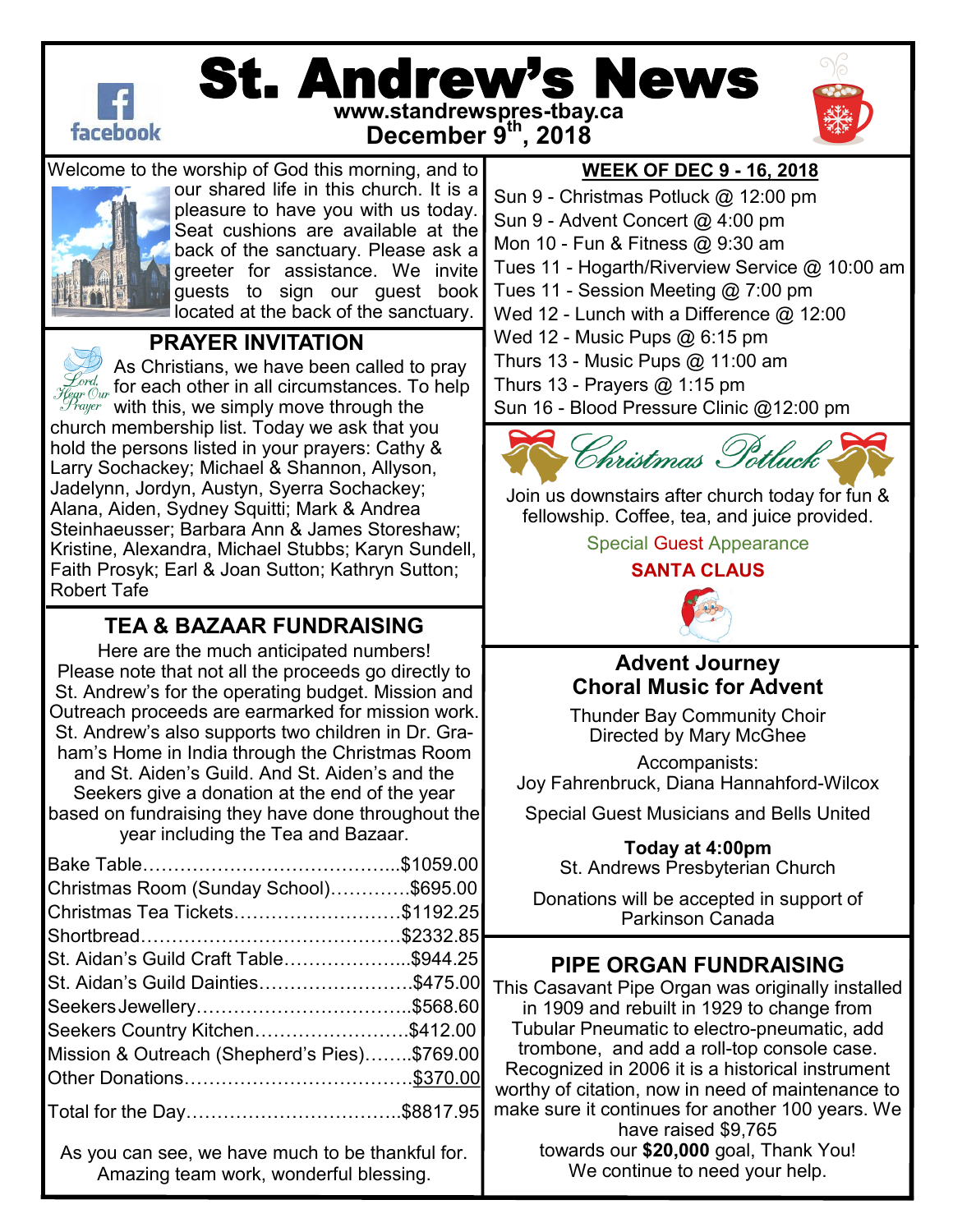# St. Andrew's News

www.standrewspres-tbay.ca

December 9th, 2018

Welcome to the worship of God this morning, and to our shared life in this church. It is a pleasure to have you with us today. Seat cushions are available at the back of the sanctuary. Please ask a greeter for assistance. We invite guests to sign our guest book located at the back of the sanctuary.

## PRAYER INVITATION

As Christians, we have been called to pray for each other in all circumstances. To help with this, we simply move through the church membership list. Today we ask that you hold the persons listed in your prayers: Cathy & Larry Sochackey; Michael & Shannon, Allyson, Jadelynn, Jordyn, Austyn, Syerra Sochackey; Alana, Aiden, Sydney Squitti; Mark & Andrea Steinhaeusser; Barbara Ann & James Storeshaw; Kristine, Alexandra, Michael Stubbs; Karyn Sundell, Faith Prosyk; Earl & Joan Sutton; Kathryn Sutton; Robert Tafe

## TEA & BAZAAR FUNDRAISING

Here are the much anticipated numbers! Please note that not all the proceeds go directly to St. Andrew's for the operating budget. Mission and Outreach proceeds are earmarked for mission work. St. Andrew's also supports two children in Dr. Graham's Home in India through the Christmas Room and St. Aiden's Guild. And St. Aiden's and the Seekers give a donation at the end of the year based on fundraising they have done throughout the year including the Tea and Bazaar.

| Item | Amount |
|---|---|
| Bake Table | $1059.00 |
| Christmas Room (Sunday School) | $695.00 |
| Christmas Tea Tickets | $1192.25 |
| Shortbread | $2332.85 |
| St. Aidan's Guild Craft Table | $944.25 |
| St. Aidan's Guild Dainties | $475.00 |
| Seekers Jewellery | $568.60 |
| Seekers Country Kitchen | $412.00 |
| Mission & Outreach (Shepherd's Pies) | $769.00 |
| Other Donations | $370.00 |
| Total for the Day | $8817.95 |

As you can see, we have much to be thankful for. Amazing team work, wonderful blessing.

## WEEK OF DEC 9 - 16, 2018

- Sun 9 - Christmas Potluck @ 12:00 pm
- Sun 9 - Advent Concert @ 4:00 pm
- Mon 10 - Fun & Fitness @ 9:30 am
- Tues 11 - Hogarth/Riverview Service @ 10:00 am
- Tues 11 - Session Meeting @ 7:00 pm
- Wed 12 - Lunch with a Difference @ 12:00
- Wed 12 - Music Pups @ 6:15 pm
- Thurs 13 - Music Pups @ 11:00 am
- Thurs 13 - Prayers @ 1:15 pm
- Sun 16 - Blood Pressure Clinic @12:00 pm

## Christmas Potluck

Join us downstairs after church today for fun & fellowship. Coffee, tea, and juice provided.

Special Guest Appearance

**SANTA CLAUS**

## Advent Journey
## Choral Music for Advent

Thunder Bay Community Choir
Directed by Mary McGhee

Accompanists:
Joy Fahrenbruck, Diana Hannahford-Wilcox

Special Guest Musicians and Bells United

**Today at 4:00pm**
St. Andrews Presbyterian Church

Donations will be accepted in support of Parkinson Canada

## PIPE ORGAN FUNDRAISING

This Casavant Pipe Organ was originally installed in 1909 and rebuilt in 1929 to change from Tubular Pneumatic to electro-pneumatic, add trombone, and add a roll-top console case. Recognized in 2006 it is a historical instrument worthy of citation, now in need of maintenance to make sure it continues for another 100 years. We have raised $9,765 towards our **$20,000** goal, Thank You! We continue to need your help.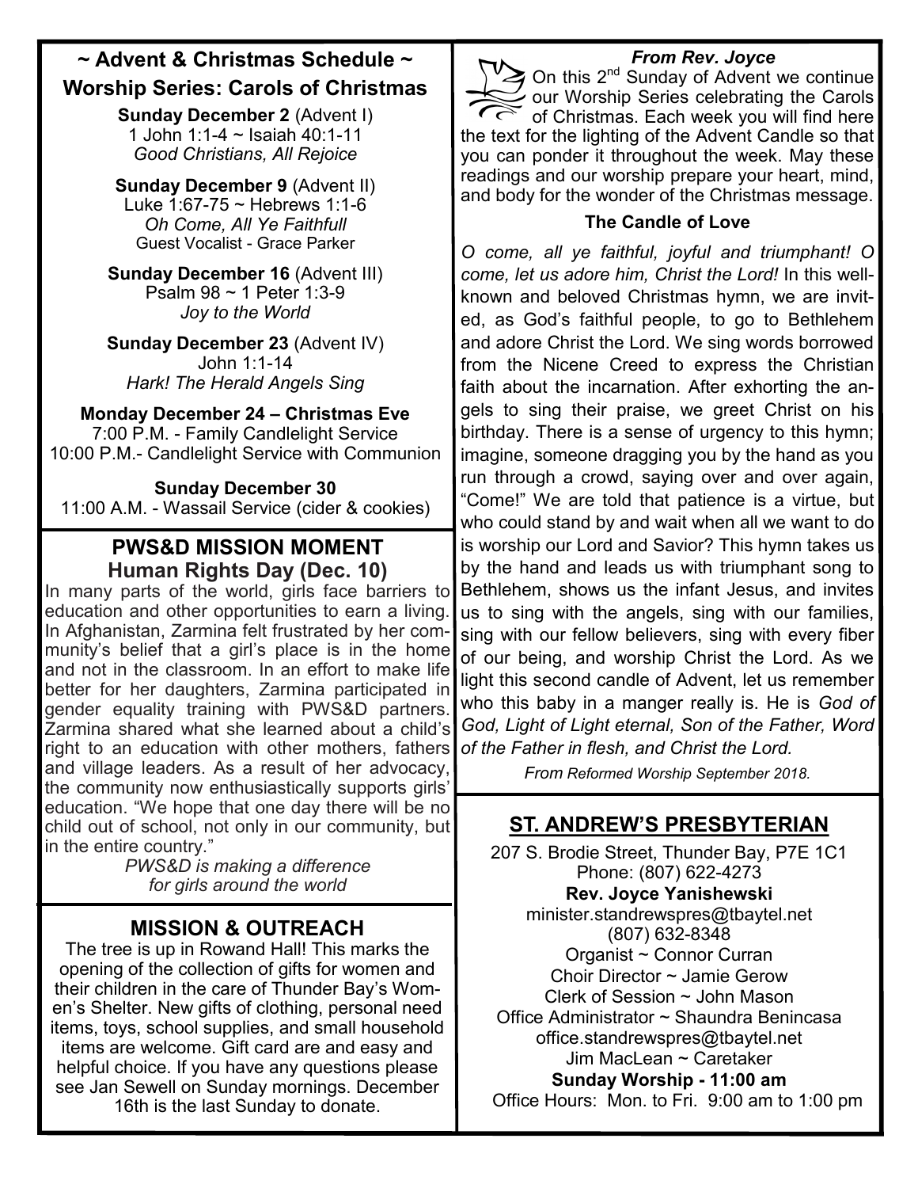## ~ Advent & Christmas Schedule ~

## Worship Series: Carols of Christmas

**Sunday December 2** (Advent I)
1 John 1:1-4 ~ Isaiah 40:1-11
*Good Christians, All Rejoice*

**Sunday December 9** (Advent II)
Luke 1:67-75 ~ Hebrews 1:1-6
*Oh Come, All Ye Faithfull*
Guest Vocalist - Grace Parker

**Sunday December 16** (Advent III)
Psalm 98 ~ 1 Peter 1:3-9
*Joy to the World*

**Sunday December 23** (Advent IV)
John 1:1-14
*Hark! The Herald Angels Sing*

**Monday December 24 – Christmas Eve**
7:00 P.M. - Family Candlelight Service
10:00 P.M.- Candlelight Service with Communion

**Sunday December 30**
11:00 A.M. - Wassail Service (cider & cookies)

## PWS&D MISSION MOMENT

### Human Rights Day (Dec. 10)

In many parts of the world, girls face barriers to education and other opportunities to earn a living. In Afghanistan, Zarmina felt frustrated by her community's belief that a girl's place is in the home and not in the classroom. In an effort to make life better for her daughters, Zarmina participated in gender equality training with PWS&D partners. Zarmina shared what she learned about a child's right to an education with other mothers, fathers and village leaders. As a result of her advocacy, the community now enthusiastically supports girls' education. "We hope that one day there will be no child out of school, not only in our community, but in the entire country."

*PWS&D is making a difference for girls around the world*

## MISSION & OUTREACH

The tree is up in Rowand Hall! This marks the opening of the collection of gifts for women and their children in the care of Thunder Bay's Women's Shelter. New gifts of clothing, personal need items, toys, school supplies, and small household items are welcome. Gift card are and easy and helpful choice. If you have any questions please see Jan Sewell on Sunday mornings. December 16th is the last Sunday to donate.

### *From Rev. Joyce*

On this 2nd Sunday of Advent we continue our Worship Series celebrating the Carols of Christmas. Each week you will find here the text for the lighting of the Advent Candle so that you can ponder it throughout the week. May these readings and our worship prepare your heart, mind, and body for the wonder of the Christmas message.

**The Candle of Love**

*O come, all ye faithful, joyful and triumphant! O come, let us adore him, Christ the Lord!* In this well-known and beloved Christmas hymn, we are invited, as God's faithful people, to go to Bethlehem and adore Christ the Lord. We sing words borrowed from the Nicene Creed to express the Christian faith about the incarnation. After exhorting the angels to sing their praise, we greet Christ on his birthday. There is a sense of urgency to this hymn; imagine, someone dragging you by the hand as you run through a crowd, saying over and over again, "Come!" We are told that patience is a virtue, but who could stand by and wait when all we want to do is worship our Lord and Savior? This hymn takes us by the hand and leads us with triumphant song to Bethlehem, shows us the infant Jesus, and invites us to sing with the angels, sing with our families, sing with our fellow believers, sing with every fiber of our being, and worship Christ the Lord. As we light this second candle of Advent, let us remember who this baby in a manger really is. He is *God of God, Light of Light eternal, Son of the Father, Word of the Father in flesh, and Christ the Lord.*

*From Reformed Worship September 2018.*

## ST. ANDREW'S PRESBYTERIAN

207 S. Brodie Street, Thunder Bay, P7E 1C1
Phone: (807) 622-4273
**Rev. Joyce Yanishewski**
minister.standrewspres@tbaytel.net
(807) 632-8348
Organist ~ Connor Curran
Choir Director ~ Jamie Gerow
Clerk of Session ~ John Mason
Office Administrator ~ Shaundra Benincasa
office.standrewspres@tbaytel.net
Jim MacLean ~ Caretaker
**Sunday Worship - 11:00 am**
Office Hours: Mon. to Fri. 9:00 am to 1:00 pm